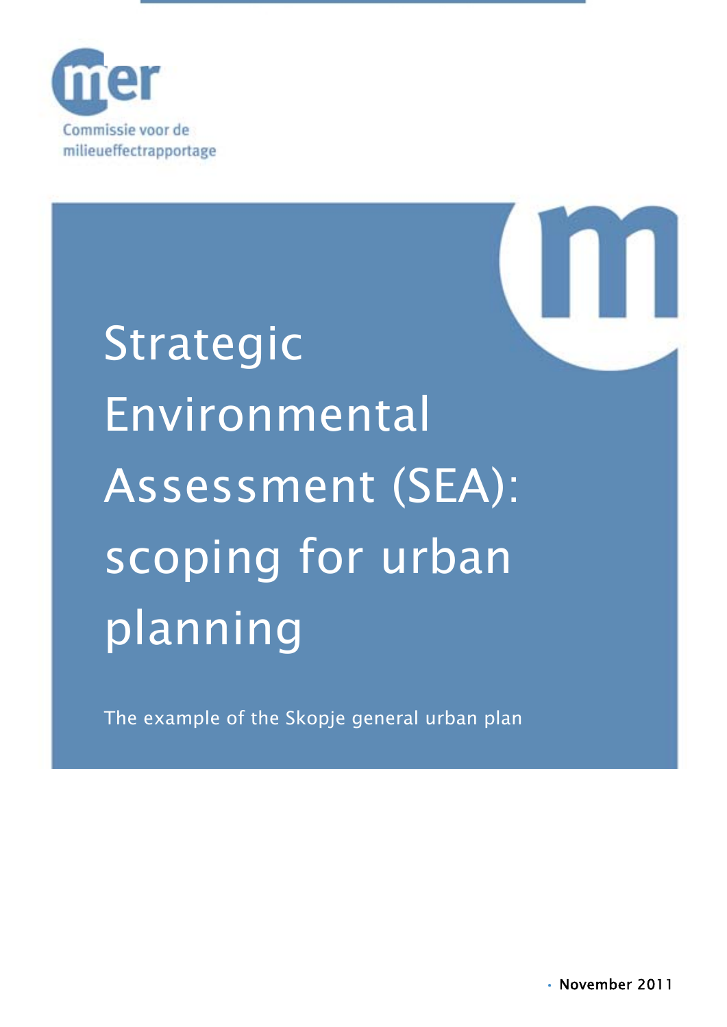Commissie voor de milieueffectrapportage

# Strategic Environmental Assessment (SEA): scoping for urban planning

The example of the Skopje general urban plan

November 2011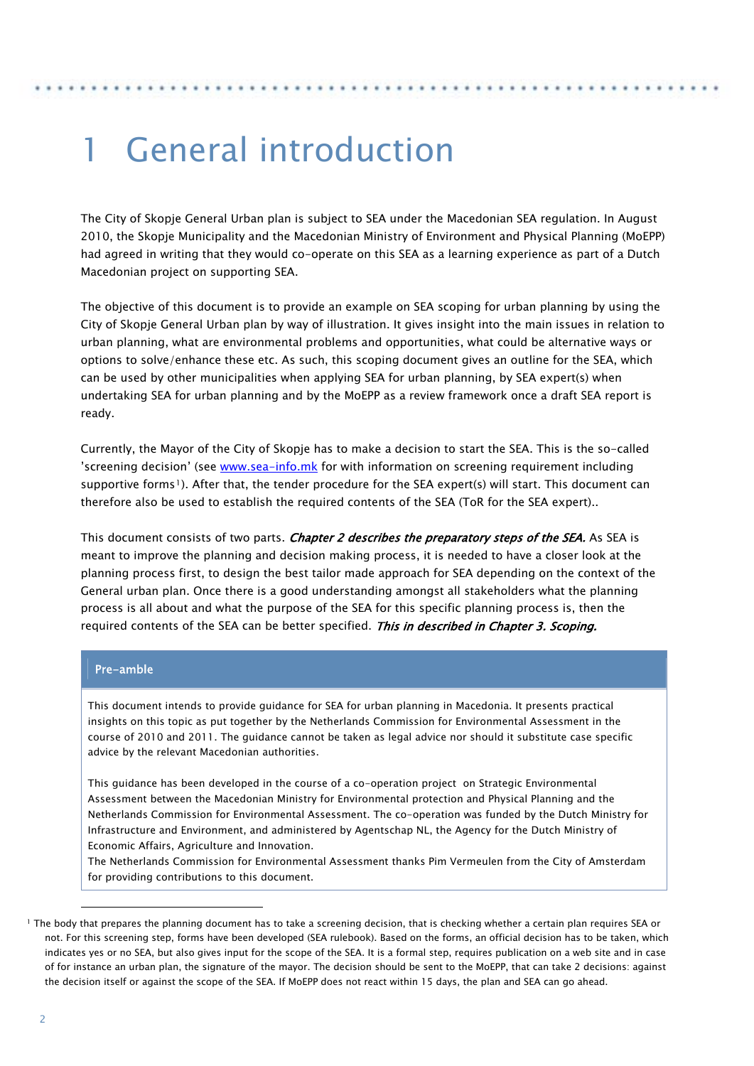# 1 General introduction

The City of Skopje General Urban plan is subject to SEA under the Macedonian SEA regulation. In August 2010, the Skopje Municipality and the Macedonian Ministry of Environment and Physical Planning (MoEPP) had agreed in writing that they would co-operate on this SEA as a learning experience as part of a Dutch Macedonian project on supporting SEA.

The objective of this document is to provide an example on SEA scoping for urban planning by using the City of Skopje General Urban plan by way of illustration. It gives insight into the main issues in relation to urban planning, what are environmental problems and opportunities, what could be alternative ways or options to solve/enhance these etc. As such, this scoping document gives an outline for the SEA, which can be used by other municipalities when applying SEA for urban planning, by SEA expert(s) when undertaking SEA for urban planning and by the MoEPP as a review framework once a draft SEA report is ready.

Currently, the Mayor of the City of Skopje has to make a decision to start the SEA. This is the so-called 'screening decision' (see [www.sea-info.mk](www.sea-info.mk) for with information on screening requirement including supportive forms[1]). After that, the tender procedure for the SEA expert(s) will start. This document can therefore also be used to establish the required contents of the SEA (ToR for the SEA expert)..

This document consists of two parts. ***Chapter 2 describes the preparatory steps of the SEA.*** As SEA is meant to improve the planning and decision making process, it is needed to have a closer look at the planning process first, to design the best tailor made approach for SEA depending on the context of the General urban plan. Once there is a good understanding amongst all stakeholders what the planning process is all about and what the purpose of the SEA for this specific planning process is, then the required contents of the SEA can be better specified. ***This in described in Chapter 3. Scoping.***

> **Pre-amble**
>
> This document intends to provide guidance for SEA for urban planning in Macedonia. It presents practical insights on this topic as put together by the Netherlands Commission for Environmental Assessment in the course of 2010 and 2011. The guidance cannot be taken as legal advice nor should it substitute case specific advice by the relevant Macedonian authorities.
>
> This guidance has been developed in the course of a co-operation project on Strategic Environmental Assessment between the Macedonian Ministry for Environmental protection and Physical Planning and the Netherlands Commission for Environmental Assessment. The co-operation was funded by the Dutch Ministry for Infrastructure and Environment, and administered by Agentschap NL, the Agency for the Dutch Ministry of Economic Affairs, Agriculture and Innovation.
> The Netherlands Commission for Environmental Assessment thanks Pim Vermeulen from the City of Amsterdam for providing contributions to this document.

---

[1] The body that prepares the planning document has to take a screening decision, that is checking whether a certain plan requires SEA or not. For this screening step, forms have been developed (SEA rulebook). Based on the forms, an official decision has to be taken, which indicates yes or no SEA, but also gives input for the scope of the SEA. It is a formal step, requires publication on a web site and in case of for instance an urban plan, the signature of the mayor. The decision should be sent to the MoEPP, that can take 2 decisions: against the decision itself or against the scope of the SEA. If MoEPP does not react within 15 days, the plan and SEA can go ahead.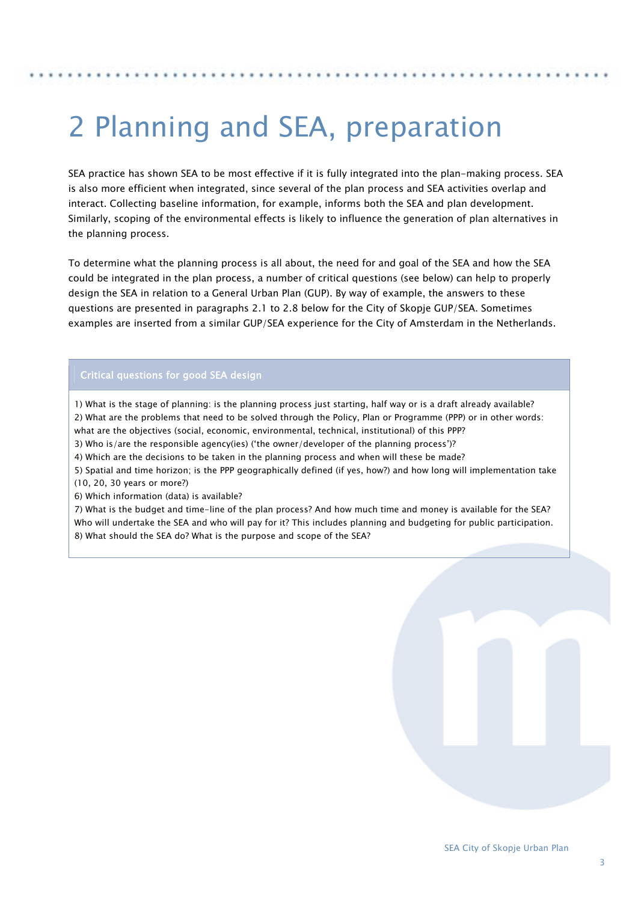# 2 Planning and SEA, preparation

SEA practice has shown SEA to be most effective if it is fully integrated into the plan-making process. SEA is also more efficient when integrated, since several of the plan process and SEA activities overlap and interact. Collecting baseline information, for example, informs both the SEA and plan development. Similarly, scoping of the environmental effects is likely to influence the generation of plan alternatives in the planning process.

To determine what the planning process is all about, the need for and goal of the SEA and how the SEA could be integrated in the plan process, a number of critical questions (see below) can help to properly design the SEA in relation to a General Urban Plan (GUP). By way of example, the answers to these questions are presented in paragraphs 2.1 to 2.8 below for the City of Skopje GUP/SEA. Sometimes examples are inserted from a similar GUP/SEA experience for the City of Amsterdam in the Netherlands.

**Critical questions for good SEA design**

1) What is the stage of planning: is the planning process just starting, half way or is a draft already available?
2) What are the problems that need to be solved through the Policy, Plan or Programme (PPP) or in other words: what are the objectives (social, economic, environmental, technical, institutional) of this PPP?
3) Who is/are the responsible agency(ies) ('the owner/developer of the planning process')?
4) Which are the decisions to be taken in the planning process and when will these be made?
5) Spatial and time horizon; is the PPP geographically defined (if yes, how?) and how long will implementation take (10, 20, 30 years or more?)
6) Which information (data) is available?
7) What is the budget and time-line of the plan process? And how much time and money is available for the SEA? Who will undertake the SEA and who will pay for it? This includes planning and budgeting for public participation.
8) What should the SEA do? What is the purpose and scope of the SEA?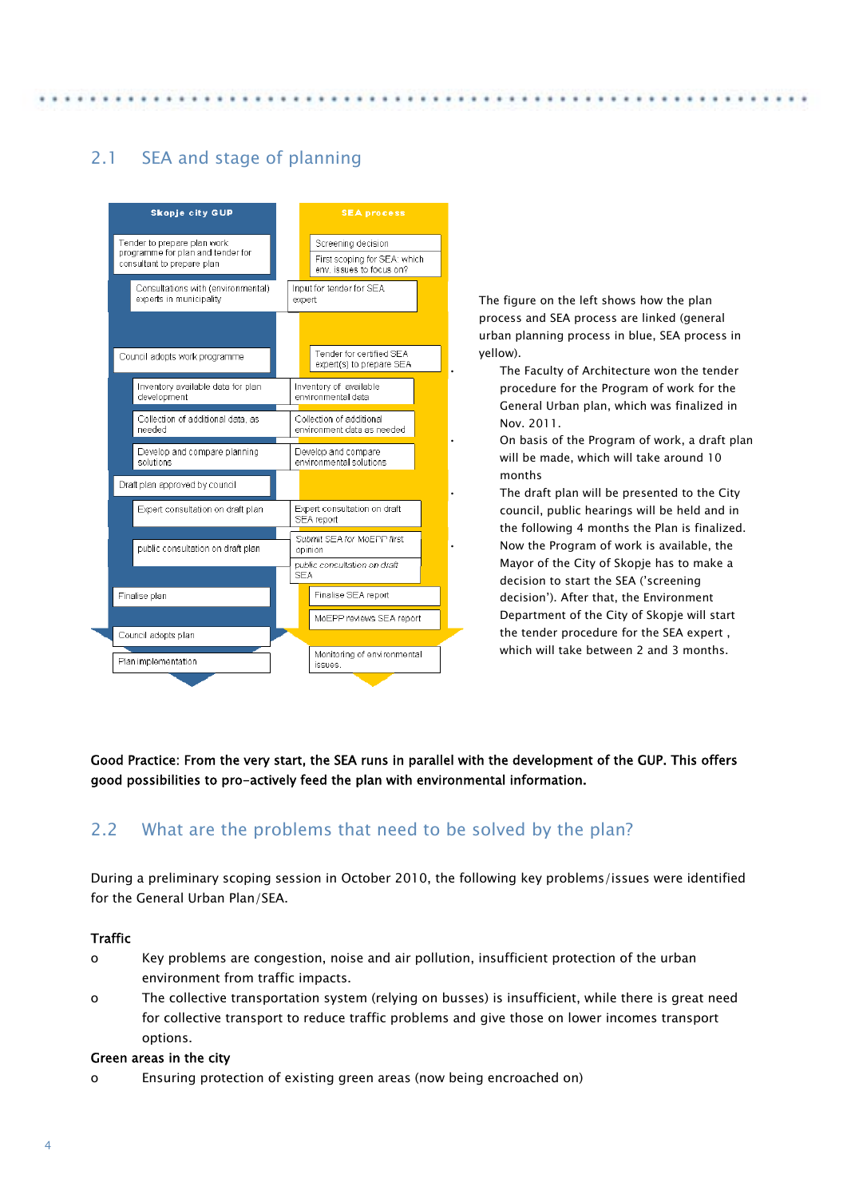## 2.1 SEA and stage of planning

| Skopje city GUP | SEA process |
|---|---|
| Tender to prepare plan work programme for plan and tender for consultant to prepare plan | Screening decision<br>First scoping for SEA: which env. issues to focus on? |
| Consultations with (environmental) experts in municipality | Input for tender for SEA expert |
| Council adopts work programme | Tender for certified SEA expert(s) to prepare SEA |
| Inventory available data for plan development | Inventory of available environmental data |
| Collection of additional data, as needed | Collection of additional environment data as needed |
| Develop and compare planning solutions | Develop and compare environmental solutions |
| Draft plan approved by council | |
| Expert consultation on draft plan | Expert consultation on draft SEA report |
| | Submit SEA for MoEPP first opinion |
| public consultation on draft plan | *public consultation on draft SEA* |
| Finalise plan | Finalise SEA report |
| | MoEPP reviews SEA report |
| Council adopts plan | |
| Plan implementation | Monitoring of environmental issues. |

The figure on the left shows how the plan process and SEA process are linked (general urban planning process in blue, SEA process in yellow).

- The Faculty of Architecture won the tender procedure for the Program of work for the General Urban plan, which was finalized in Nov. 2011.
- On basis of the Program of work, a draft plan will be made, which will take around 10 months
- The draft plan will be presented to the City council, public hearings will be held and in the following 4 months the Plan is finalized.
- Now the Program of work is available, the Mayor of the City of Skopje has to make a decision to start the SEA ('screening decision'). After that, the Environment Department of the City of Skopje will start the tender procedure for the SEA expert , which will take between 2 and 3 months.

**Good Practice: From the very start, the SEA runs in parallel with the development of the GUP. This offers good possibilities to pro-actively feed the plan with environmental information.**

## 2.2 What are the problems that need to be solved by the plan?

During a preliminary scoping session in October 2010, the following key problems/issues were identified for the General Urban Plan/SEA.

**Traffic**

- Key problems are congestion, noise and air pollution, insufficient protection of the urban environment from traffic impacts.
- The collective transportation system (relying on busses) is insufficient, while there is great need for collective transport to reduce traffic problems and give those on lower incomes transport options.

**Green areas in the city**

- Ensuring protection of existing green areas (now being encroached on)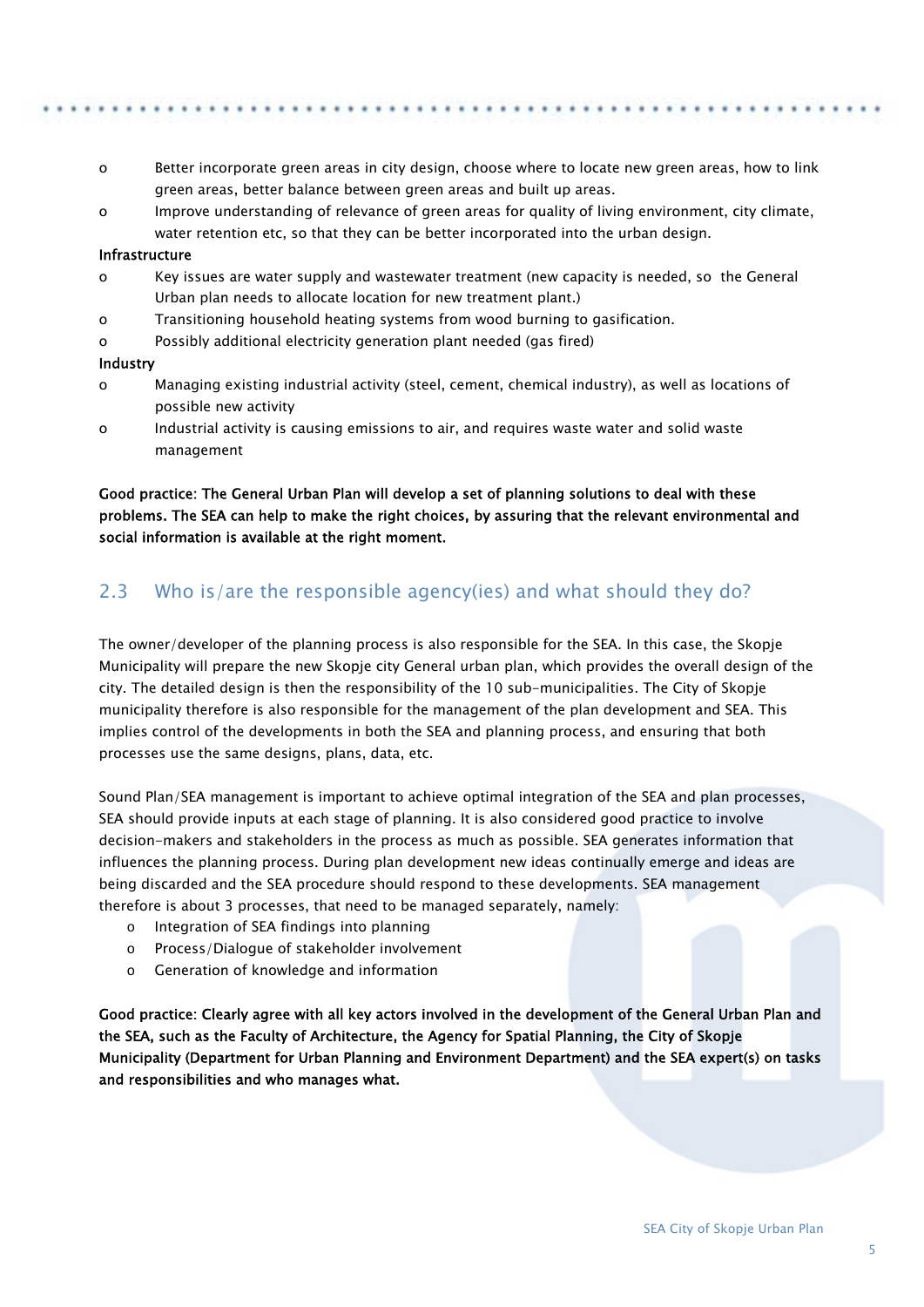- Better incorporate green areas in city design, choose where to locate new green areas, how to link green areas, better balance between green areas and built up areas.
- Improve understanding of relevance of green areas for quality of living environment, city climate, water retention etc, so that they can be better incorporated into the urban design.

**Infrastructure**

- Key issues are water supply and wastewater treatment (new capacity is needed, so the General Urban plan needs to allocate location for new treatment plant.)
- Transitioning household heating systems from wood burning to gasification.
- Possibly additional electricity generation plant needed (gas fired)

**Industry**

- Managing existing industrial activity (steel, cement, chemical industry), as well as locations of possible new activity
- Industrial activity is causing emissions to air, and requires waste water and solid waste management

**Good practice: The General Urban Plan will develop a set of planning solutions to deal with these problems. The SEA can help to make the right choices, by assuring that the relevant environmental and social information is available at the right moment.**

## 2.3 Who is/are the responsible agency(ies) and what should they do?

The owner/developer of the planning process is also responsible for the SEA. In this case, the Skopje Municipality will prepare the new Skopje city General urban plan, which provides the overall design of the city. The detailed design is then the responsibility of the 10 sub-municipalities. The City of Skopje municipality therefore is also responsible for the management of the plan development and SEA. This implies control of the developments in both the SEA and planning process, and ensuring that both processes use the same designs, plans, data, etc.

Sound Plan/SEA management is important to achieve optimal integration of the SEA and plan processes, SEA should provide inputs at each stage of planning. It is also considered good practice to involve decision-makers and stakeholders in the process as much as possible. SEA generates information that influences the planning process. During plan development new ideas continually emerge and ideas are being discarded and the SEA procedure should respond to these developments. SEA management therefore is about 3 processes, that need to be managed separately, namely:

- Integration of SEA findings into planning
- Process/Dialogue of stakeholder involvement
- Generation of knowledge and information

**Good practice: Clearly agree with all key actors involved in the development of the General Urban Plan and the SEA, such as the Faculty of Architecture, the Agency for Spatial Planning, the City of Skopje Municipality (Department for Urban Planning and Environment Department) and the SEA expert(s) on tasks and responsibilities and who manages what.**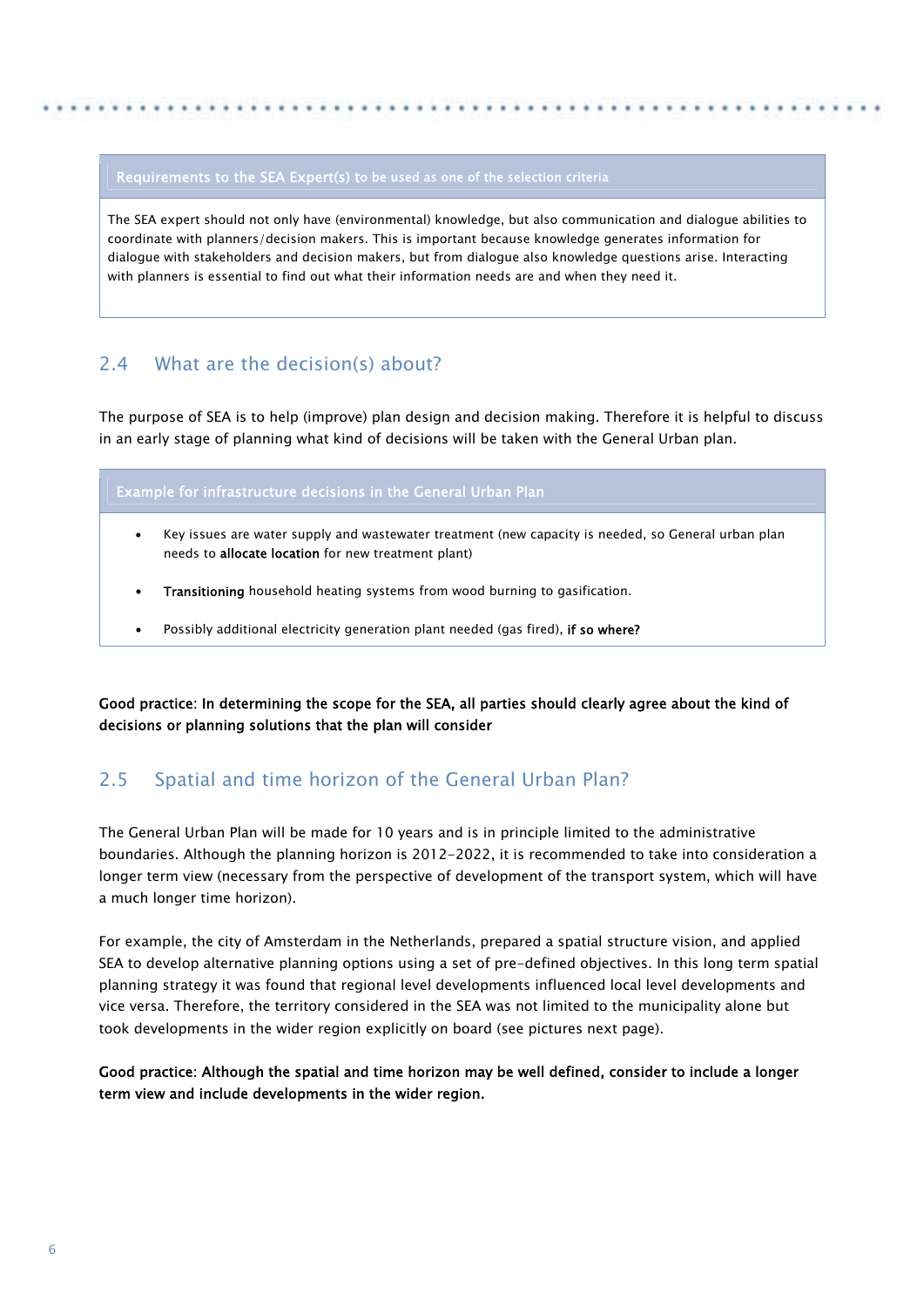**Requirements to the SEA Expert(s) to be used as one of the selection criteria**

The SEA expert should not only have (environmental) knowledge, but also communication and dialogue abilities to coordinate with planners/decision makers. This is important because knowledge generates information for dialogue with stakeholders and decision makers, but from dialogue also knowledge questions arise. Interacting with planners is essential to find out what their information needs are and when they need it.

## 2.4 What are the decision(s) about?

The purpose of SEA is to help (improve) plan design and decision making. Therefore it is helpful to discuss in an early stage of planning what kind of decisions will be taken with the General Urban plan.

**Example for infrastructure decisions in the General Urban Plan**

- Key issues are water supply and wastewater treatment (new capacity is needed, so General urban plan needs to **allocate location** for new treatment plant)
- **Transitioning** household heating systems from wood burning to gasification.
- Possibly additional electricity generation plant needed (gas fired), **if so where?**

**Good practice: In determining the scope for the SEA, all parties should clearly agree about the kind of decisions or planning solutions that the plan will consider**

## 2.5 Spatial and time horizon of the General Urban Plan?

The General Urban Plan will be made for 10 years and is in principle limited to the administrative boundaries. Although the planning horizon is 2012-2022, it is recommended to take into consideration a longer term view (necessary from the perspective of development of the transport system, which will have a much longer time horizon).

For example, the city of Amsterdam in the Netherlands, prepared a spatial structure vision, and applied SEA to develop alternative planning options using a set of pre-defined objectives. In this long term spatial planning strategy it was found that regional level developments influenced local level developments and vice versa. Therefore, the territory considered in the SEA was not limited to the municipality alone but took developments in the wider region explicitly on board (see pictures next page).

**Good practice: Although the spatial and time horizon may be well defined, consider to include a longer term view and include developments in the wider region.**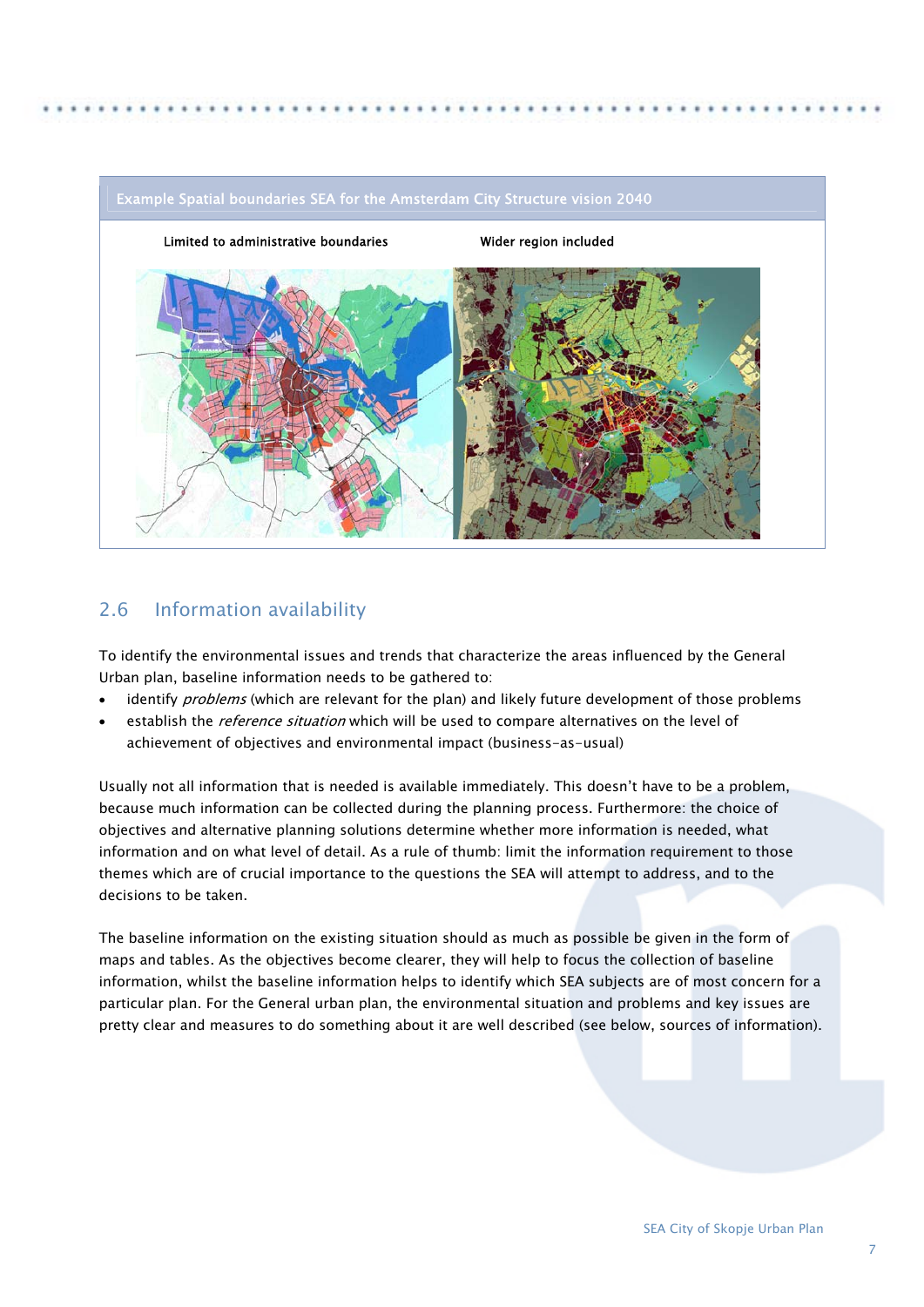**Example Spatial boundaries SEA for the Amsterdam City Structure vision 2040**

| Limited to administrative boundaries | Wider region included |
| --- | --- |

## 2.6 Information availability

To identify the environmental issues and trends that characterize the areas influenced by the General Urban plan, baseline information needs to be gathered to:

- identify *problems* (which are relevant for the plan) and likely future development of those problems
- establish the *reference situation* which will be used to compare alternatives on the level of achievement of objectives and environmental impact (business-as-usual)

Usually not all information that is needed is available immediately. This doesn't have to be a problem, because much information can be collected during the planning process. Furthermore: the choice of objectives and alternative planning solutions determine whether more information is needed, what information and on what level of detail. As a rule of thumb: limit the information requirement to those themes which are of crucial importance to the questions the SEA will attempt to address, and to the decisions to be taken.

The baseline information on the existing situation should as much as possible be given in the form of maps and tables. As the objectives become clearer, they will help to focus the collection of baseline information, whilst the baseline information helps to identify which SEA subjects are of most concern for a particular plan. For the General urban plan, the environmental situation and problems and key issues are pretty clear and measures to do something about it are well described (see below, sources of information).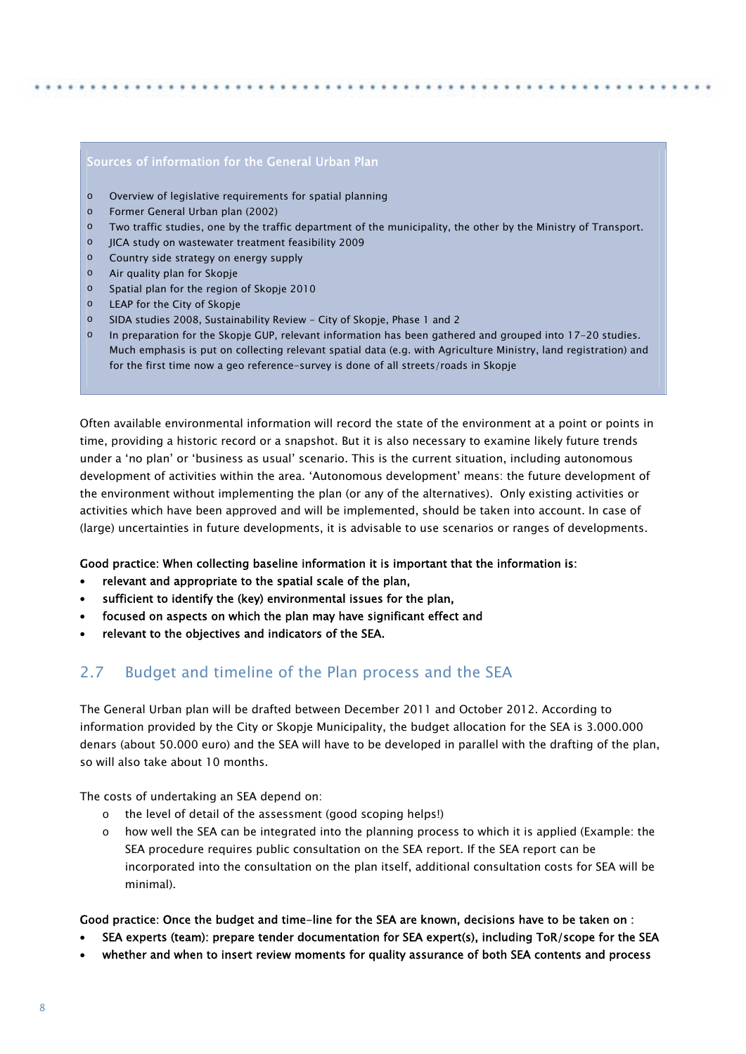**Sources of information for the General Urban Plan**

- Overview of legislative requirements for spatial planning
- Former General Urban plan (2002)
- Two traffic studies, one by the traffic department of the municipality, the other by the Ministry of Transport.
- JICA study on wastewater treatment feasibility 2009
- Country side strategy on energy supply
- Air quality plan for Skopje
- Spatial plan for the region of Skopje 2010
- LEAP for the City of Skopje
- SIDA studies 2008, Sustainability Review - City of Skopje, Phase 1 and 2
- In preparation for the Skopje GUP, relevant information has been gathered and grouped into 17-20 studies. Much emphasis is put on collecting relevant spatial data (e.g. with Agriculture Ministry, land registration) and for the first time now a geo reference-survey is done of all streets/roads in Skopje

Often available environmental information will record the state of the environment at a point or points in time, providing a historic record or a snapshot. But it is also necessary to examine likely future trends under a 'no plan' or 'business as usual' scenario. This is the current situation, including autonomous development of activities within the area. 'Autonomous development' means: the future development of the environment without implementing the plan (or any of the alternatives). Only existing activities or activities which have been approved and will be implemented, should be taken into account. In case of (large) uncertainties in future developments, it is advisable to use scenarios or ranges of developments.

**Good practice: When collecting baseline information it is important that the information is:**

- **relevant and appropriate to the spatial scale of the plan,**
- **sufficient to identify the (key) environmental issues for the plan,**
- **focused on aspects on which the plan may have significant effect and**
- **relevant to the objectives and indicators of the SEA.**

## 2.7 Budget and timeline of the Plan process and the SEA

The General Urban plan will be drafted between December 2011 and October 2012. According to information provided by the City or Skopje Municipality, the budget allocation for the SEA is 3.000.000 denars (about 50.000 euro) and the SEA will have to be developed in parallel with the drafting of the plan, so will also take about 10 months.

The costs of undertaking an SEA depend on:

- the level of detail of the assessment (good scoping helps!)
- how well the SEA can be integrated into the planning process to which it is applied (Example: the SEA procedure requires public consultation on the SEA report. If the SEA report can be incorporated into the consultation on the plan itself, additional consultation costs for SEA will be minimal).

**Good practice: Once the budget and time-line for the SEA are known, decisions have to be taken on :**

- **SEA experts (team): prepare tender documentation for SEA expert(s), including ToR/scope for the SEA**
- **whether and when to insert review moments for quality assurance of both SEA contents and process**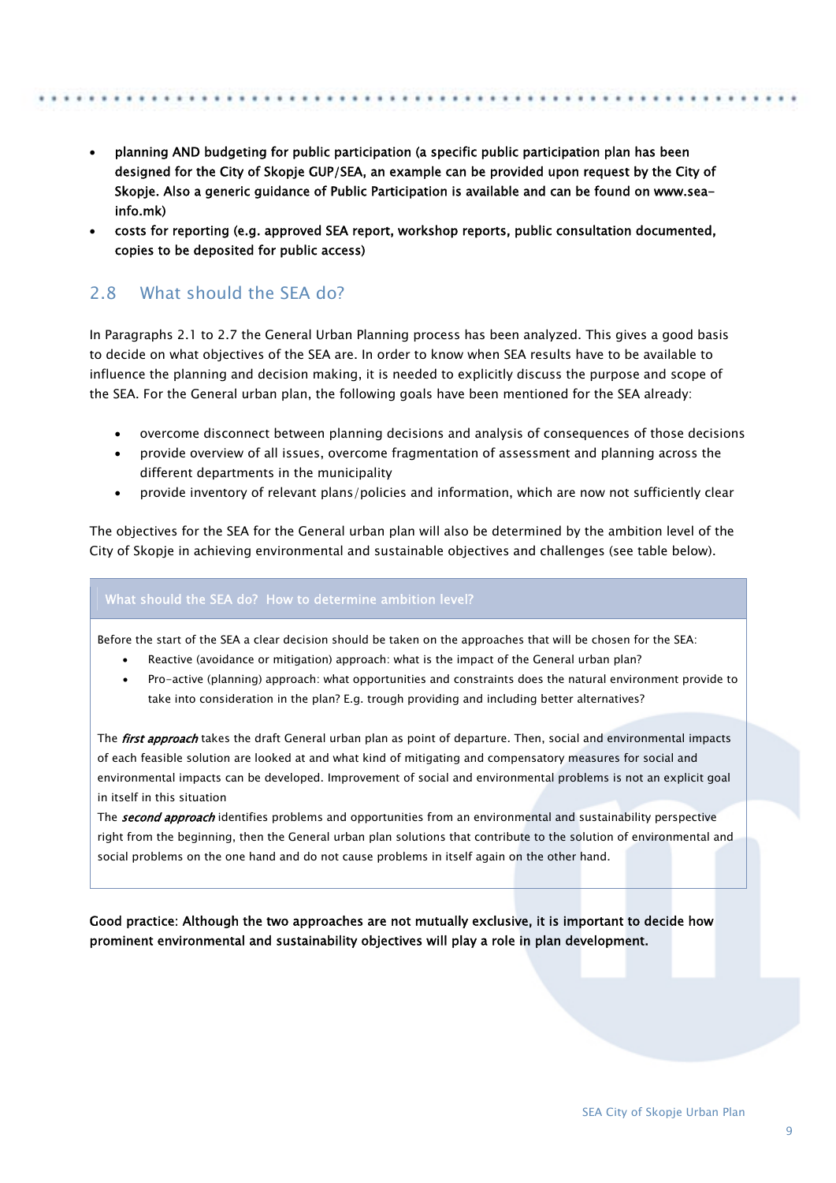- **planning AND budgeting for public participation (a specific public participation plan has been designed for the City of Skopje GUP/SEA, an example can be provided upon request by the City of Skopje. Also a generic guidance of Public Participation is available and can be found on www.sea-info.mk)**
- **costs for reporting (e.g. approved SEA report, workshop reports, public consultation documented, copies to be deposited for public access)**

## 2.8 What should the SEA do?

In Paragraphs 2.1 to 2.7 the General Urban Planning process has been analyzed. This gives a good basis to decide on what objectives of the SEA are. In order to know when SEA results have to be available to influence the planning and decision making, it is needed to explicitly discuss the purpose and scope of the SEA. For the General urban plan, the following goals have been mentioned for the SEA already:

- overcome disconnect between planning decisions and analysis of consequences of those decisions
- provide overview of all issues, overcome fragmentation of assessment and planning across the different departments in the municipality
- provide inventory of relevant plans/policies and information, which are now not sufficiently clear

The objectives for the SEA for the General urban plan will also be determined by the ambition level of the City of Skopje in achieving environmental and sustainable objectives and challenges (see table below).

| What should the SEA do? How to determine ambition level? |
|---|
| Before the start of the SEA a clear decision should be taken on the approaches that will be chosen for the SEA:<br>• Reactive (avoidance or mitigation) approach: what is the impact of the General urban plan?<br>• Pro-active (planning) approach: what opportunities and constraints does the natural environment provide to take into consideration in the plan? E.g. trough providing and including better alternatives?<br><br>The ***first approach*** takes the draft General urban plan as point of departure. Then, social and environmental impacts of each feasible solution are looked at and what kind of mitigating and compensatory measures for social and environmental impacts can be developed. Improvement of social and environmental problems is not an explicit goal in itself in this situation<br>The ***second approach*** identifies problems and opportunities from an environmental and sustainability perspective right from the beginning, then the General urban plan solutions that contribute to the solution of environmental and social problems on the one hand and do not cause problems in itself again on the other hand. |

**Good practice: Although the two approaches are not mutually exclusive, it is important to decide how prominent environmental and sustainability objectives will play a role in plan development.**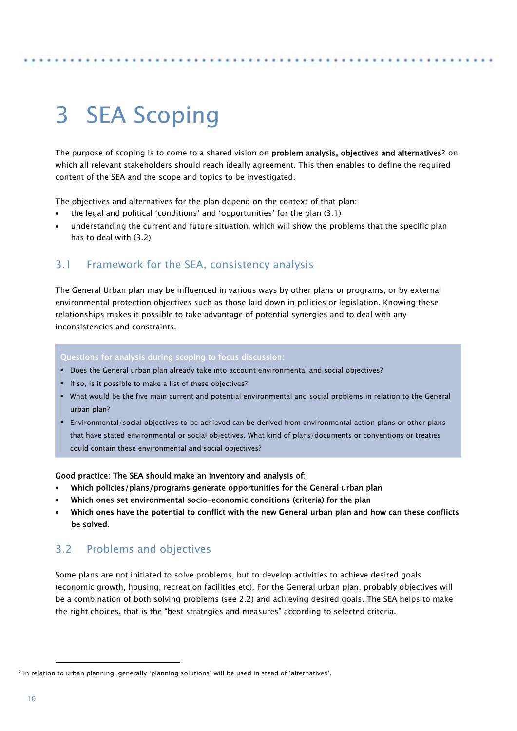# 3 SEA Scoping

The purpose of scoping is to come to a shared vision on **problem analysis, objectives and alternatives**[2] on which all relevant stakeholders should reach ideally agreement. This then enables to define the required content of the SEA and the scope and topics to be investigated.

The objectives and alternatives for the plan depend on the context of that plan:

- the legal and political 'conditions' and 'opportunities' for the plan (3.1)
- understanding the current and future situation, which will show the problems that the specific plan has to deal with (3.2)

## 3.1 Framework for the SEA, consistency analysis

The General Urban plan may be influenced in various ways by other plans or programs, or by external environmental protection objectives such as those laid down in policies or legislation. Knowing these relationships makes it possible to take advantage of potential synergies and to deal with any inconsistencies and constraints.

Questions for analysis during scoping to focus discussion:

- Does the General urban plan already take into account environmental and social objectives?
- If so, is it possible to make a list of these objectives?
- What would be the five main current and potential environmental and social problems in relation to the General urban plan?
- Environmental/social objectives to be achieved can be derived from environmental action plans or other plans that have stated environmental or social objectives. What kind of plans/documents or conventions or treaties could contain these environmental and social objectives?

**Good practice: The SEA should make an inventory and analysis of:**

- **Which policies/plans/programs generate opportunities for the General urban plan**
- **Which ones set environmental socio-economic conditions (criteria) for the plan**
- **Which ones have the potential to conflict with the new General urban plan and how can these conflicts be solved.**

## 3.2 Problems and objectives

Some plans are not initiated to solve problems, but to develop activities to achieve desired goals (economic growth, housing, recreation facilities etc). For the General urban plan, probably objectives will be a combination of both solving problems (see 2.2) and achieving desired goals. The SEA helps to make the right choices, that is the "best strategies and measures" according to selected criteria.

[2] In relation to urban planning, generally 'planning solutions' will be used in stead of 'alternatives'.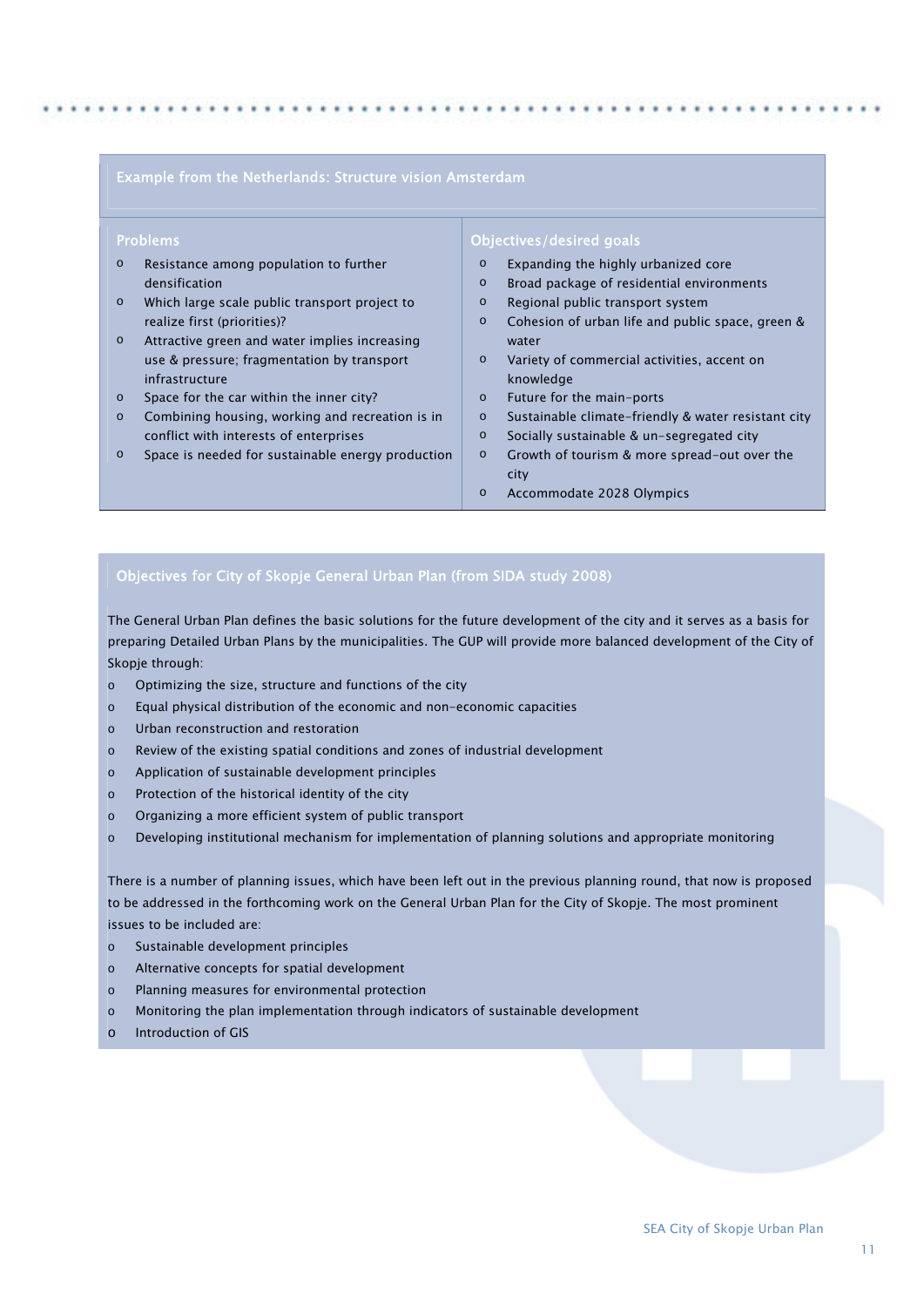### Example from the Netherlands: Structure vision Amsterdam

**Problems**

- Resistance among population to further densification
- Which large scale public transport project to realize first (priorities)?
- Attractive green and water implies increasing use & pressure; fragmentation by transport infrastructure
- Space for the car within the inner city?
- Combining housing, working and recreation is in conflict with interests of enterprises
- Space is needed for sustainable energy production

**Objectives/desired goals**

- Expanding the highly urbanized core
- Broad package of residential environments
- Regional public transport system
- Cohesion of urban life and public space, green & water
- Variety of commercial activities, accent on knowledge
- Future for the main-ports
- Sustainable climate-friendly & water resistant city
- Socially sustainable & un-segregated city
- Growth of tourism & more spread-out over the city
- Accommodate 2028 Olympics

### Objectives for City of Skopje General Urban Plan (from SIDA study 2008)

The General Urban Plan defines the basic solutions for the future development of the city and it serves as a basis for preparing Detailed Urban Plans by the municipalities. The GUP will provide more balanced development of the City of Skopje through:

- Optimizing the size, structure and functions of the city
- Equal physical distribution of the economic and non-economic capacities
- Urban reconstruction and restoration
- Review of the existing spatial conditions and zones of industrial development
- Application of sustainable development principles
- Protection of the historical identity of the city
- Organizing a more efficient system of public transport
- Developing institutional mechanism for implementation of planning solutions and appropriate monitoring

There is a number of planning issues, which have been left out in the previous planning round, that now is proposed to be addressed in the forthcoming work on the General Urban Plan for the City of Skopje. The most prominent issues to be included are:

- Sustainable development principles
- Alternative concepts for spatial development
- Planning measures for environmental protection
- Monitoring the plan implementation through indicators of sustainable development
- Introduction of GIS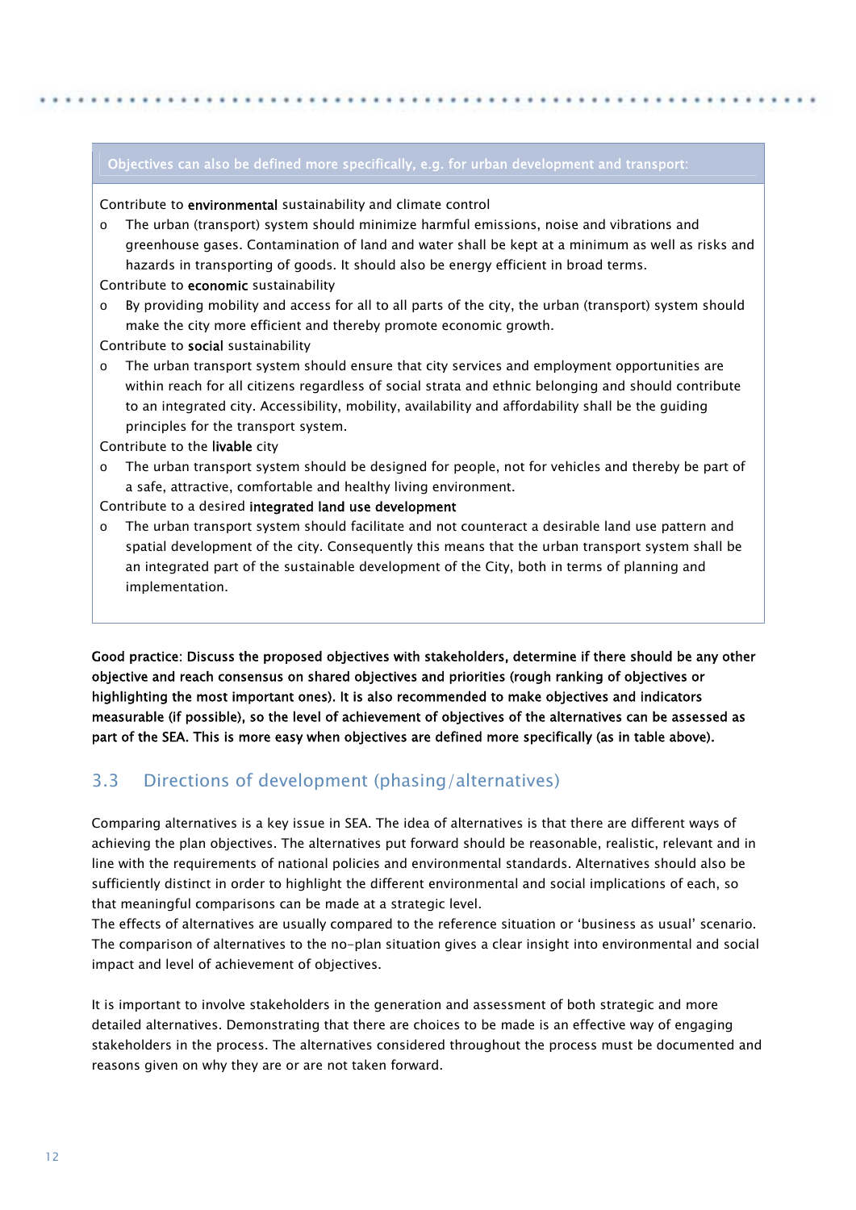**Objectives can also be defined more specifically, e.g. for urban development and transport:**

Contribute to **environmental** sustainability and climate control

- The urban (transport) system should minimize harmful emissions, noise and vibrations and greenhouse gases. Contamination of land and water shall be kept at a minimum as well as risks and hazards in transporting of goods. It should also be energy efficient in broad terms.

Contribute to **economic** sustainability

- By providing mobility and access for all to all parts of the city, the urban (transport) system should make the city more efficient and thereby promote economic growth.

Contribute to **social** sustainability

- The urban transport system should ensure that city services and employment opportunities are within reach for all citizens regardless of social strata and ethnic belonging and should contribute to an integrated city. Accessibility, mobility, availability and affordability shall be the guiding principles for the transport system.

Contribute to the **livable** city

- The urban transport system should be designed for people, not for vehicles and thereby be part of a safe, attractive, comfortable and healthy living environment.

Contribute to a desired **integrated land use development**

- The urban transport system should facilitate and not counteract a desirable land use pattern and spatial development of the city. Consequently this means that the urban transport system shall be an integrated part of the sustainable development of the City, both in terms of planning and implementation.

**Good practice: Discuss the proposed objectives with stakeholders, determine if there should be any other objective and reach consensus on shared objectives and priorities (rough ranking of objectives or highlighting the most important ones). It is also recommended to make objectives and indicators measurable (if possible), so the level of achievement of objectives of the alternatives can be assessed as part of the SEA. This is more easy when objectives are defined more specifically (as in table above).**

## 3.3 Directions of development (phasing/alternatives)

Comparing alternatives is a key issue in SEA. The idea of alternatives is that there are different ways of achieving the plan objectives. The alternatives put forward should be reasonable, realistic, relevant and in line with the requirements of national policies and environmental standards. Alternatives should also be sufficiently distinct in order to highlight the different environmental and social implications of each, so that meaningful comparisons can be made at a strategic level.

The effects of alternatives are usually compared to the reference situation or 'business as usual' scenario. The comparison of alternatives to the no-plan situation gives a clear insight into environmental and social impact and level of achievement of objectives.

It is important to involve stakeholders in the generation and assessment of both strategic and more detailed alternatives. Demonstrating that there are choices to be made is an effective way of engaging stakeholders in the process. The alternatives considered throughout the process must be documented and reasons given on why they are or are not taken forward.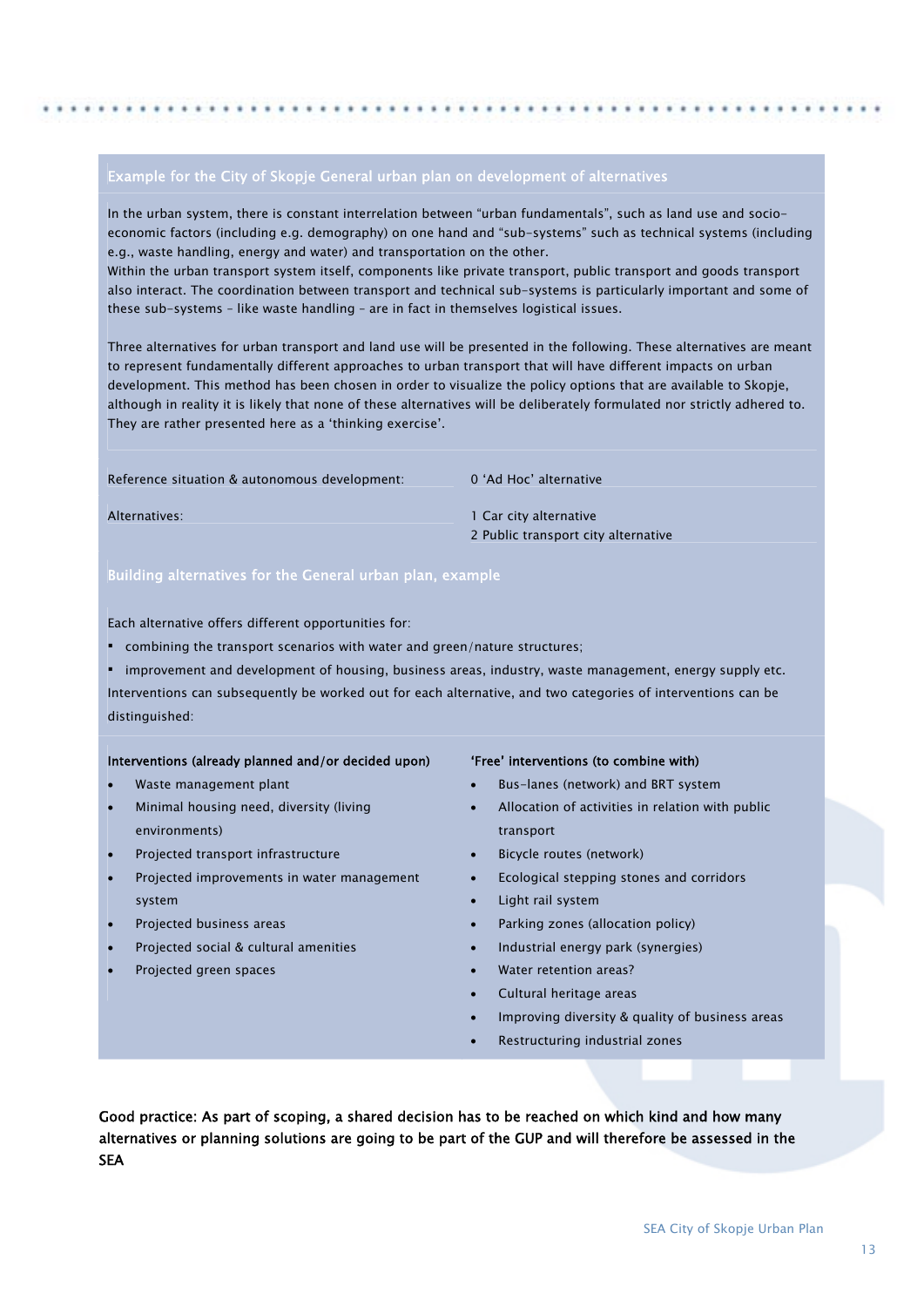### Example for the City of Skopje General urban plan on development of alternatives

In the urban system, there is constant interrelation between "urban fundamentals", such as land use and socio-economic factors (including e.g. demography) on one hand and "sub-systems" such as technical systems (including e.g., waste handling, energy and water) and transportation on the other.
Within the urban transport system itself, components like private transport, public transport and goods transport also interact. The coordination between transport and technical sub-systems is particularly important and some of these sub-systems – like waste handling – are in fact in themselves logistical issues.

Three alternatives for urban transport and land use will be presented in the following. These alternatives are meant to represent fundamentally different approaches to urban transport that will have different impacts on urban development. This method has been chosen in order to visualize the policy options that are available to Skopje, although in reality it is likely that none of these alternatives will be deliberately formulated nor strictly adhered to. They are rather presented here as a 'thinking exercise'.

| | |
|---|---|
| Reference situation & autonomous development: | 0 'Ad Hoc' alternative |
| Alternatives: | 1 Car city alternative<br>2 Public transport city alternative |

### Building alternatives for the General urban plan, example

Each alternative offers different opportunities for:

- combining the transport scenarios with water and green/nature structures;
- improvement and development of housing, business areas, industry, waste management, energy supply etc.

Interventions can subsequently be worked out for each alternative, and two categories of interventions can be distinguished:

**Interventions (already planned and/or decided upon)**

- Waste management plant
- Minimal housing need, diversity (living environments)
- Projected transport infrastructure
- Projected improvements in water management system
- Projected business areas
- Projected social & cultural amenities
- Projected green spaces

**'Free' interventions (to combine with)**

- Bus-lanes (network) and BRT system
- Allocation of activities in relation with public transport
- Bicycle routes (network)
- Ecological stepping stones and corridors
- Light rail system
- Parking zones (allocation policy)
- Industrial energy park (synergies)
- Water retention areas?
- Cultural heritage areas
- Improving diversity & quality of business areas
- Restructuring industrial zones

**Good practice: As part of scoping, a shared decision has to be reached on which kind and how many alternatives or planning solutions are going to be part of the GUP and will therefore be assessed in the SEA**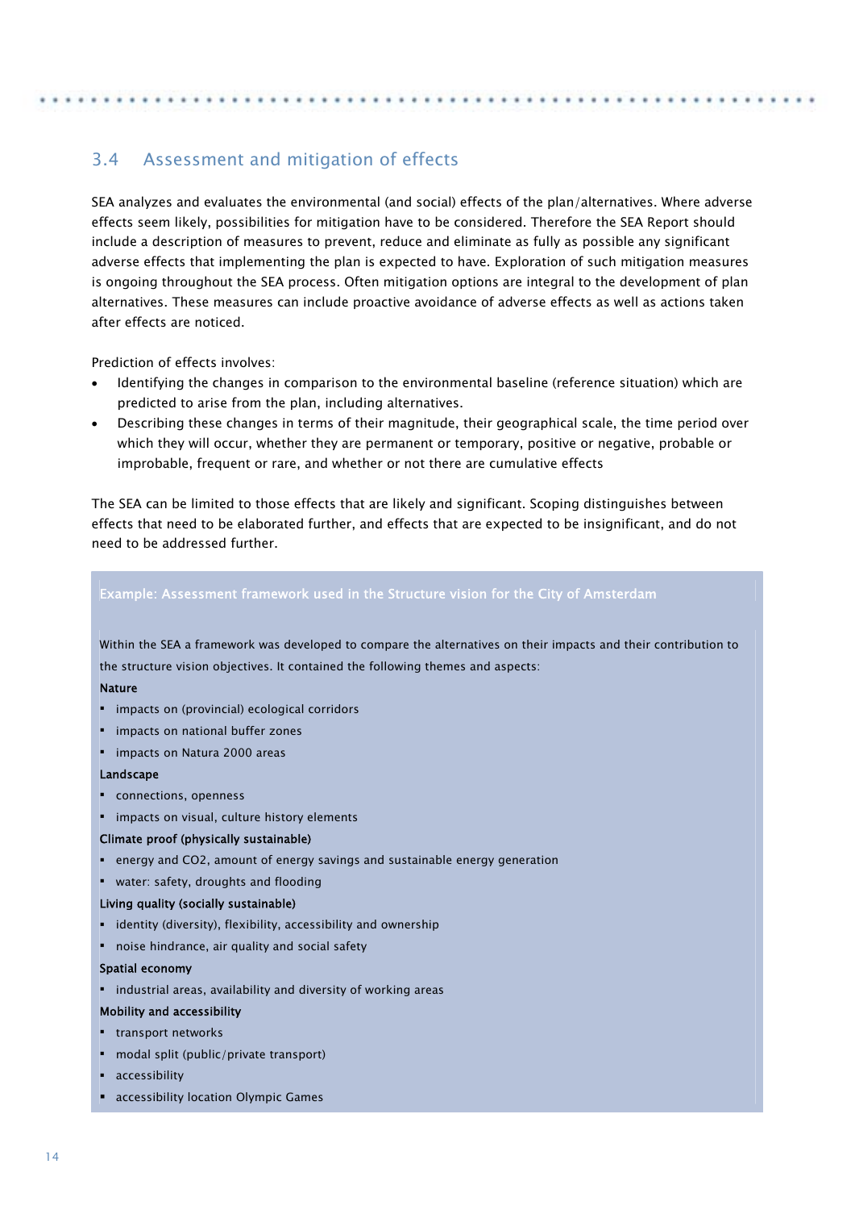## 3.4 Assessment and mitigation of effects

SEA analyzes and evaluates the environmental (and social) effects of the plan/alternatives. Where adverse effects seem likely, possibilities for mitigation have to be considered. Therefore the SEA Report should include a description of measures to prevent, reduce and eliminate as fully as possible any significant adverse effects that implementing the plan is expected to have. Exploration of such mitigation measures is ongoing throughout the SEA process. Often mitigation options are integral to the development of plan alternatives. These measures can include proactive avoidance of adverse effects as well as actions taken after effects are noticed.

Prediction of effects involves:

- Identifying the changes in comparison to the environmental baseline (reference situation) which are predicted to arise from the plan, including alternatives.
- Describing these changes in terms of their magnitude, their geographical scale, the time period over which they will occur, whether they are permanent or temporary, positive or negative, probable or improbable, frequent or rare, and whether or not there are cumulative effects

The SEA can be limited to those effects that are likely and significant. Scoping distinguishes between effects that need to be elaborated further, and effects that are expected to be insignificant, and do not need to be addressed further.

**Example: Assessment framework used in the Structure vision for the City of Amsterdam**

Within the SEA a framework was developed to compare the alternatives on their impacts and their contribution to the structure vision objectives. It contained the following themes and aspects:

**Nature**

- impacts on (provincial) ecological corridors
- impacts on national buffer zones
- impacts on Natura 2000 areas

**Landscape**

- connections, openness
- impacts on visual, culture history elements

**Climate proof (physically sustainable)**

- energy and $CO_2$, amount of energy savings and sustainable energy generation
- water: safety, droughts and flooding

**Living quality (socially sustainable)**

- identity (diversity), flexibility, accessibility and ownership
- noise hindrance, air quality and social safety

**Spatial economy**

- industrial areas, availability and diversity of working areas

**Mobility and accessibility**

- transport networks
- modal split (public/private transport)
- accessibility
- accessibility location Olympic Games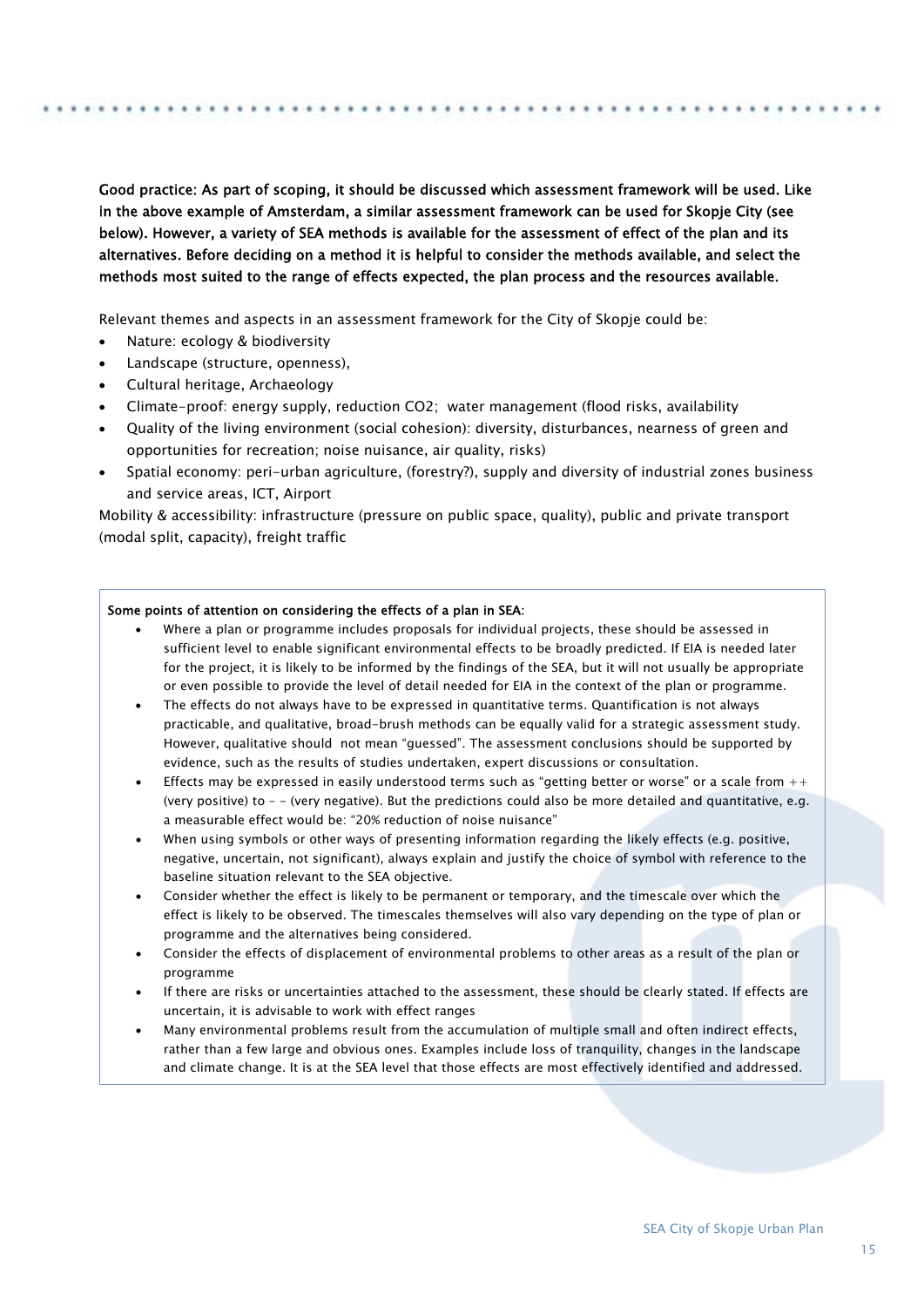**Good practice: As part of scoping, it should be discussed which assessment framework will be used. Like in the above example of Amsterdam, a similar assessment framework can be used for Skopje City (see below). However, a variety of SEA methods is available for the assessment of effect of the plan and its alternatives. Before deciding on a method it is helpful to consider the methods available, and select the methods most suited to the range of effects expected, the plan process and the resources available.**

Relevant themes and aspects in an assessment framework for the City of Skopje could be:

- Nature: ecology & biodiversity
- Landscape (structure, openness),
- Cultural heritage, Archaeology
- Climate-proof: energy supply, reduction CO2; water management (flood risks, availability
- Quality of the living environment (social cohesion): diversity, disturbances, nearness of green and opportunities for recreation; noise nuisance, air quality, risks)
- Spatial economy: peri-urban agriculture, (forestry?), supply and diversity of industrial zones business and service areas, ICT, Airport

Mobility & accessibility: infrastructure (pressure on public space, quality), public and private transport (modal split, capacity), freight traffic

**Some points of attention on considering the effects of a plan in SEA:**

- Where a plan or programme includes proposals for individual projects, these should be assessed in sufficient level to enable significant environmental effects to be broadly predicted. If EIA is needed later for the project, it is likely to be informed by the findings of the SEA, but it will not usually be appropriate or even possible to provide the level of detail needed for EIA in the context of the plan or programme.
- The effects do not always have to be expressed in quantitative terms. Quantification is not always practicable, and qualitative, broad-brush methods can be equally valid for a strategic assessment study. However, qualitative should not mean "guessed". The assessment conclusions should be supported by evidence, such as the results of studies undertaken, expert discussions or consultation.
- Effects may be expressed in easily understood terms such as "getting better or worse" or a scale from ++ (very positive) to - - (very negative). But the predictions could also be more detailed and quantitative, e.g. a measurable effect would be: "20% reduction of noise nuisance"
- When using symbols or other ways of presenting information regarding the likely effects (e.g. positive, negative, uncertain, not significant), always explain and justify the choice of symbol with reference to the baseline situation relevant to the SEA objective.
- Consider whether the effect is likely to be permanent or temporary, and the timescale over which the effect is likely to be observed. The timescales themselves will also vary depending on the type of plan or programme and the alternatives being considered.
- Consider the effects of displacement of environmental problems to other areas as a result of the plan or programme
- If there are risks or uncertainties attached to the assessment, these should be clearly stated. If effects are uncertain, it is advisable to work with effect ranges
- Many environmental problems result from the accumulation of multiple small and often indirect effects, rather than a few large and obvious ones. Examples include loss of tranquility, changes in the landscape and climate change. It is at the SEA level that those effects are most effectively identified and addressed.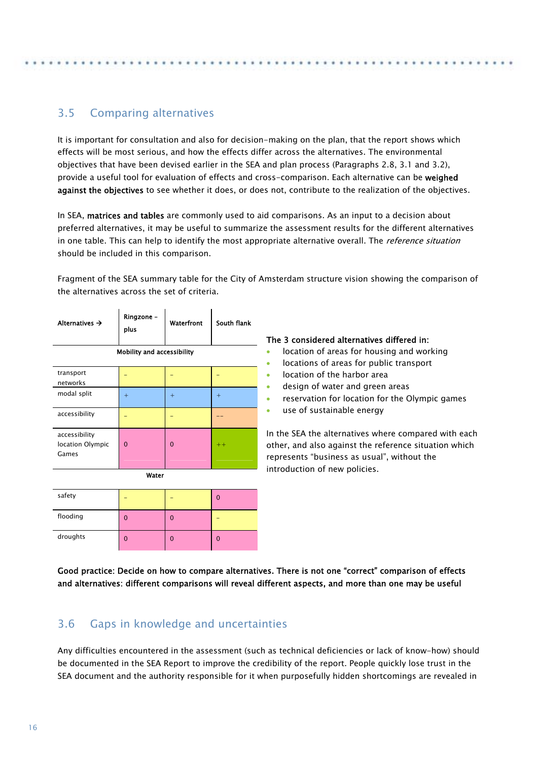## 3.5 Comparing alternatives

It is important for consultation and also for decision-making on the plan, that the report shows which effects will be most serious, and how the effects differ across the alternatives. The environmental objectives that have been devised earlier in the SEA and plan process (Paragraphs 2.8, 3.1 and 3.2), provide a useful tool for evaluation of effects and cross-comparison. Each alternative can be **weighed against the objectives** to see whether it does, or does not, contribute to the realization of the objectives.

In SEA, **matrices and tables** are commonly used to aid comparisons. As an input to a decision about preferred alternatives, it may be useful to summarize the assessment results for the different alternatives in one table. This can help to identify the most appropriate alternative overall. The *reference situation* should be included in this comparison.

Fragment of the SEA summary table for the City of Amsterdam structure vision showing the comparison of the alternatives across the set of criteria.

| Alternatives → | Ringzone - plus | Waterfront | South flank |
|---|---|---|---|
| **Mobility and accessibility** | | | |
| transport networks | - | - | - |
| modal split | + | + | + |
| accessibility | - | - | -- |
| accessibility location Olympic Games | 0 | 0 | ++ |
| **Water** | | | |
| safety | - | - | 0 |
| flooding | 0 | 0 | - |
| droughts | 0 | 0 | 0 |

**The 3 considered alternatives differed in:**

- location of areas for housing and working
- locations of areas for public transport
- location of the harbor area
- design of water and green areas
- reservation for location for the Olympic games
- use of sustainable energy

In the SEA the alternatives where compared with each other, and also against the reference situation which represents "business as usual", without the introduction of new policies.

**Good practice: Decide on how to compare alternatives. There is not one "correct" comparison of effects and alternatives: different comparisons will reveal different aspects, and more than one may be useful**

## 3.6 Gaps in knowledge and uncertainties

Any difficulties encountered in the assessment (such as technical deficiencies or lack of know-how) should be documented in the SEA Report to improve the credibility of the report. People quickly lose trust in the SEA document and the authority responsible for it when purposefully hidden shortcomings are revealed in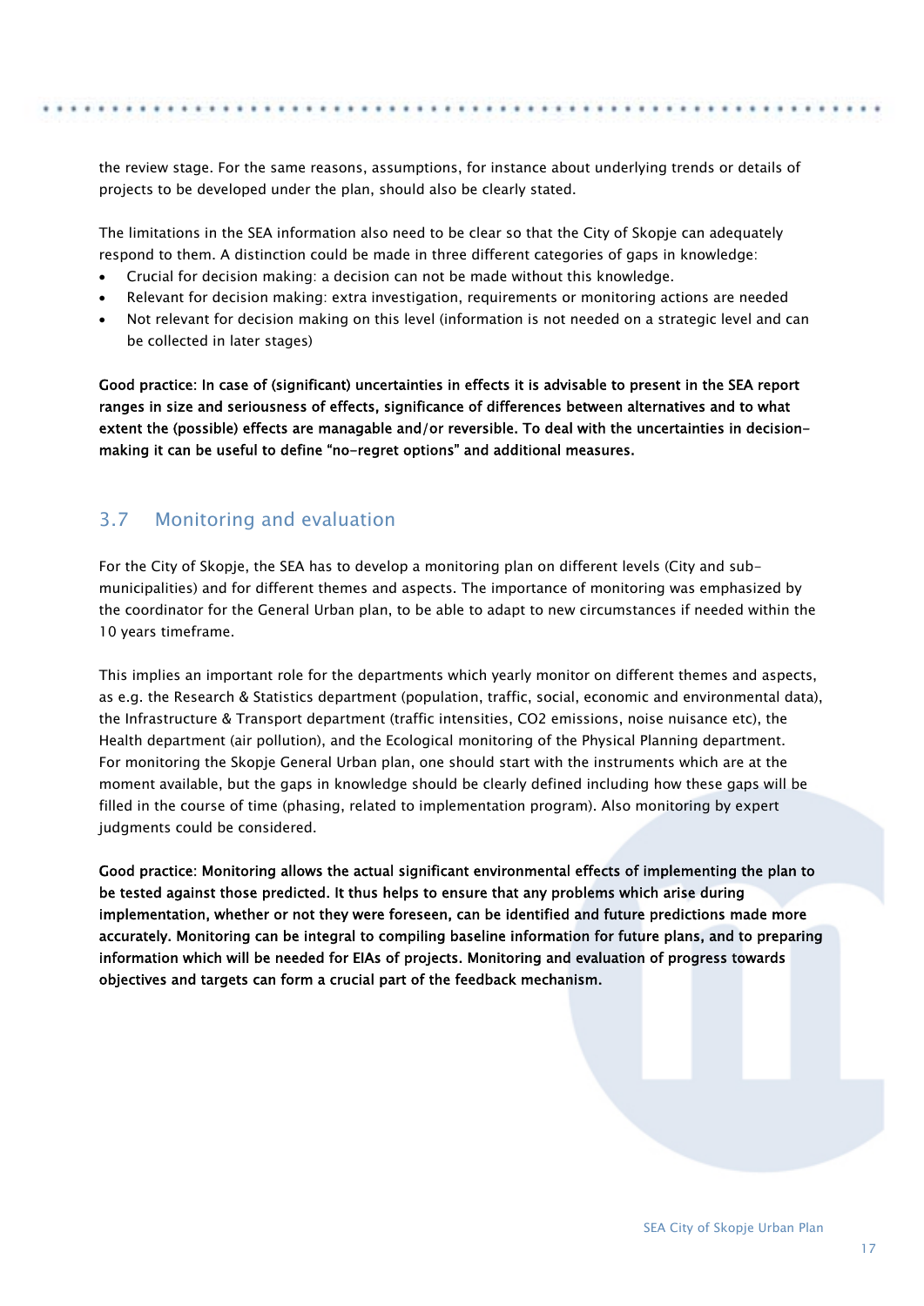the review stage. For the same reasons, assumptions, for instance about underlying trends or details of projects to be developed under the plan, should also be clearly stated.

The limitations in the SEA information also need to be clear so that the City of Skopje can adequately respond to them. A distinction could be made in three different categories of gaps in knowledge:

- Crucial for decision making: a decision can not be made without this knowledge.
- Relevant for decision making: extra investigation, requirements or monitoring actions are needed
- Not relevant for decision making on this level (information is not needed on a strategic level and can be collected in later stages)

**Good practice: In case of (significant) uncertainties in effects it is advisable to present in the SEA report ranges in size and seriousness of effects, significance of differences between alternatives and to what extent the (possible) effects are managable and/or reversible. To deal with the uncertainties in decision-making it can be useful to define "no-regret options" and additional measures.**

## 3.7 Monitoring and evaluation

For the City of Skopje, the SEA has to develop a monitoring plan on different levels (City and sub-municipalities) and for different themes and aspects. The importance of monitoring was emphasized by the coordinator for the General Urban plan, to be able to adapt to new circumstances if needed within the 10 years timeframe.

This implies an important role for the departments which yearly monitor on different themes and aspects, as e.g. the Research & Statistics department (population, traffic, social, economic and environmental data), the Infrastructure & Transport department (traffic intensities, $CO_2$ emissions, noise nuisance etc), the Health department (air pollution), and the Ecological monitoring of the Physical Planning department. For monitoring the Skopje General Urban plan, one should start with the instruments which are at the moment available, but the gaps in knowledge should be clearly defined including how these gaps will be filled in the course of time (phasing, related to implementation program). Also monitoring by expert judgments could be considered.

**Good practice: Monitoring allows the actual significant environmental effects of implementing the plan to be tested against those predicted. It thus helps to ensure that any problems which arise during implementation, whether or not they were foreseen, can be identified and future predictions made more accurately. Monitoring can be integral to compiling baseline information for future plans, and to preparing information which will be needed for EIAs of projects. Monitoring and evaluation of progress towards objectives and targets can form a crucial part of the feedback mechanism.**